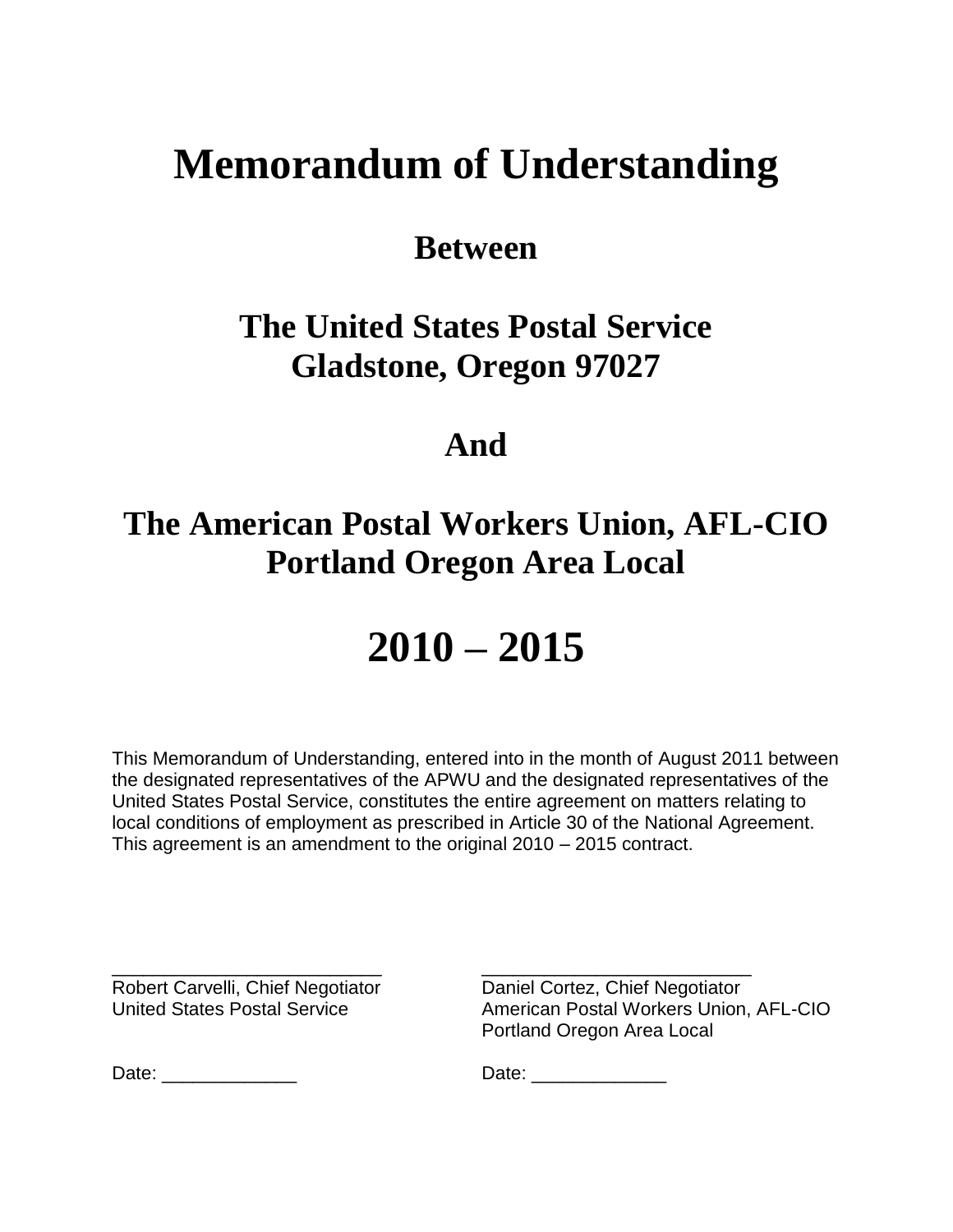# Memorandum of Understanding

## Between

## The United States Postal Service
## Gladstone, Oregon 97027

## And

## The American Postal Workers Union, AFL-CIO
## Portland Oregon Area Local

# 2010 – 2015

This Memorandum of Understanding, entered into in the month of August 2011 between the designated representatives of the APWU and the designated representatives of the United States Postal Service, constitutes the entire agreement on matters relating to local conditions of employment as prescribed in Article 30 of the National Agreement. This agreement is an amendment to the original 2010 – 2015 contract.

| | |
|---|---|
| ___________________________ | ___________________________ |
| Robert Carvelli, Chief Negotiator | Daniel Cortez, Chief Negotiator |
| United States Postal Service | American Postal Workers Union, AFL-CIO |
| | Portland Oregon Area Local |
| Date: _____________ | Date: _____________ |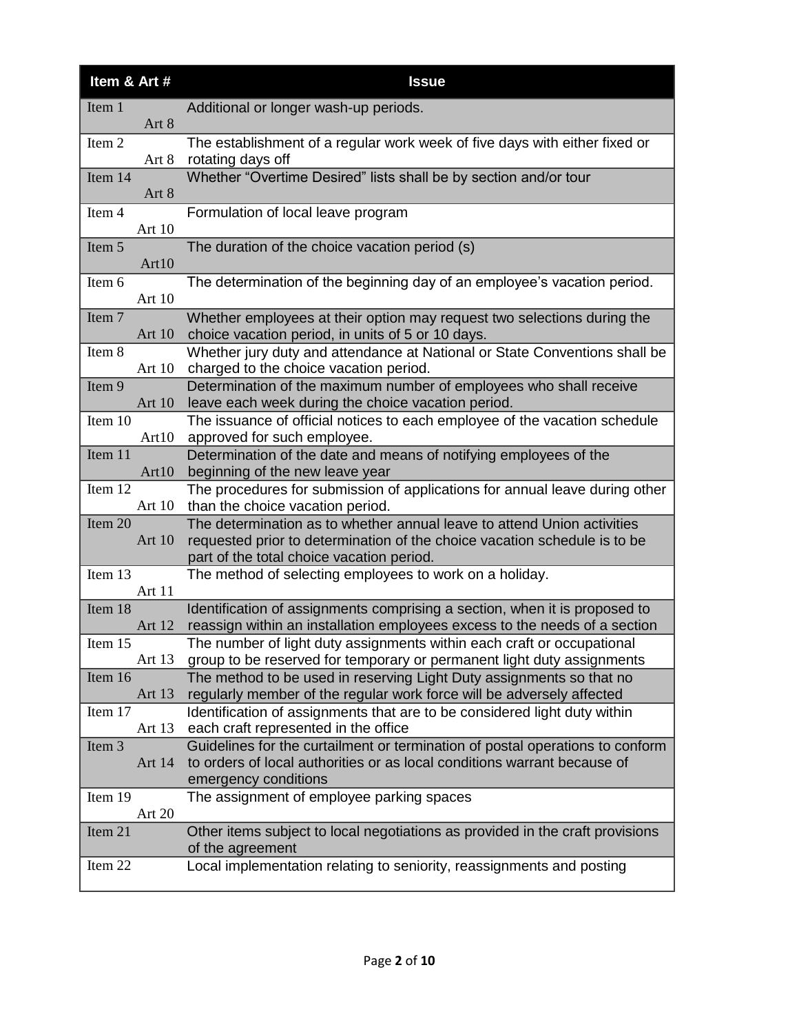| Item & Art # | Issue |
|---|---|
| Item 1 Art 8 | Additional or longer wash-up periods. |
| Item 2 Art 8 | The establishment of a regular work week of five days with either fixed or rotating days off |
| Item 14 Art 8 | Whether "Overtime Desired" lists shall be by section and/or tour |
| Item 4 Art 10 | Formulation of local leave program |
| Item 5 Art10 | The duration of the choice vacation period (s) |
| Item 6 Art 10 | The determination of the beginning day of an employee's vacation period. |
| Item 7 Art 10 | Whether employees at their option may request two selections during the choice vacation period, in units of 5 or 10 days. |
| Item 8 Art 10 | Whether jury duty and attendance at National or State Conventions shall be charged to the choice vacation period. |
| Item 9 Art 10 | Determination of the maximum number of employees who shall receive leave each week during the choice vacation period. |
| Item 10 Art10 | The issuance of official notices to each employee of the vacation schedule approved for such employee. |
| Item 11 Art10 | Determination of the date and means of notifying employees of the beginning of the new leave year |
| Item 12 Art 10 | The procedures for submission of applications for annual leave during other than the choice vacation period. |
| Item 20 Art 10 | The determination as to whether annual leave to attend Union activities requested prior to determination of the choice vacation schedule is to be part of the total choice vacation period. |
| Item 13 Art 11 | The method of selecting employees to work on a holiday. |
| Item 18 Art 12 | Identification of assignments comprising a section, when it is proposed to reassign within an installation employees excess to the needs of a section |
| Item 15 Art 13 | The number of light duty assignments within each craft or occupational group to be reserved for temporary or permanent light duty assignments |
| Item 16 Art 13 | The method to be used in reserving Light Duty assignments so that no regularly member of the regular work force will be adversely affected |
| Item 17 Art 13 | Identification of assignments that are to be considered light duty within each craft represented in the office |
| Item 3 Art 14 | Guidelines for the curtailment or termination of postal operations to conform to orders of local authorities or as local conditions warrant because of emergency conditions |
| Item 19 Art 20 | The assignment of employee parking spaces |
| Item 21 | Other items subject to local negotiations as provided in the craft provisions of the agreement |
| Item 22 | Local implementation relating to seniority, reassignments and posting |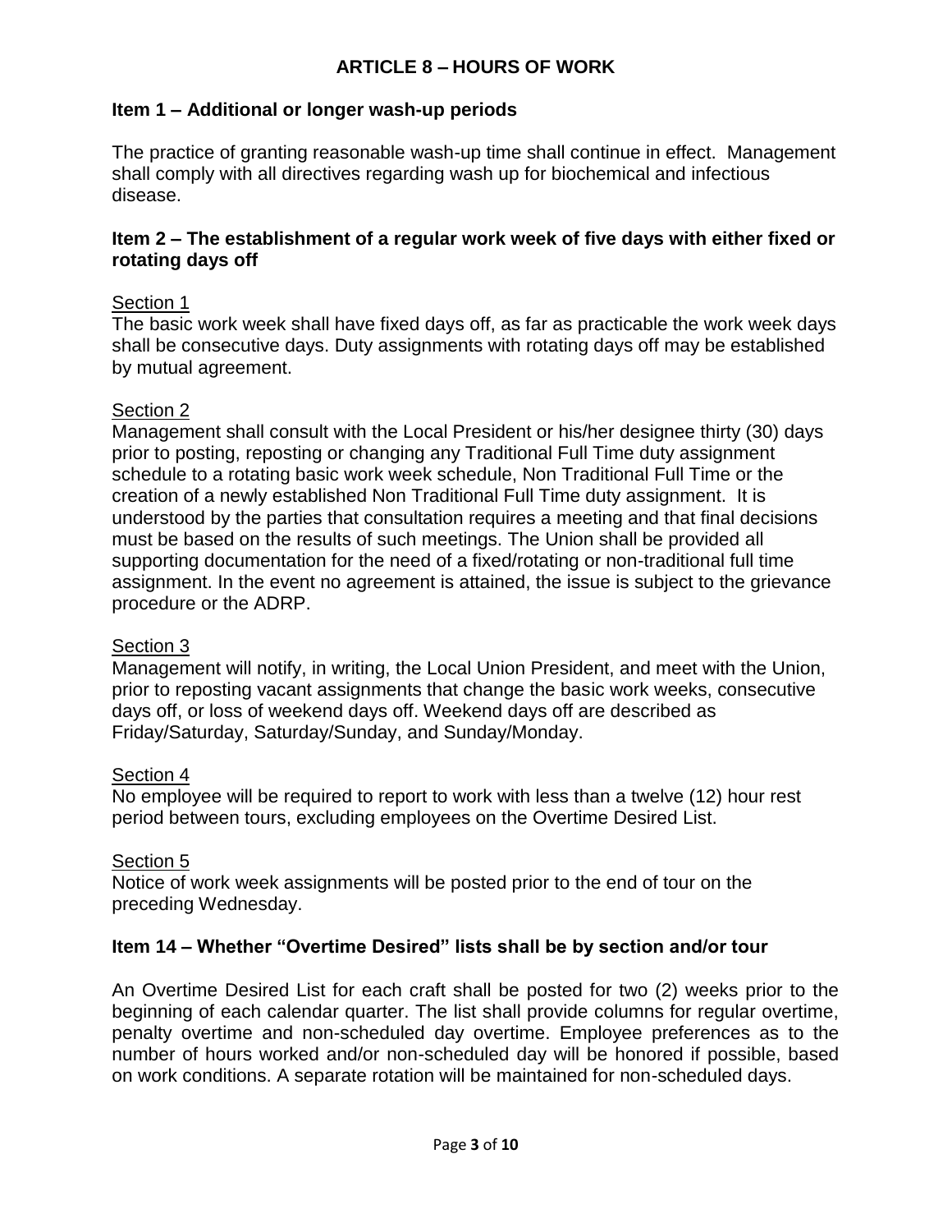# ARTICLE 8 – HOURS OF WORK

## Item 1 – Additional or longer wash-up periods

The practice of granting reasonable wash-up time shall continue in effect. Management shall comply with all directives regarding wash up for biochemical and infectious disease.

## Item 2 – The establishment of a regular work week of five days with either fixed or rotating days off

<u>Section 1</u>
The basic work week shall have fixed days off, as far as practicable the work week days shall be consecutive days. Duty assignments with rotating days off may be established by mutual agreement.

<u>Section 2</u>
Management shall consult with the Local President or his/her designee thirty (30) days prior to posting, reposting or changing any Traditional Full Time duty assignment schedule to a rotating basic work week schedule, Non Traditional Full Time or the creation of a newly established Non Traditional Full Time duty assignment. It is understood by the parties that consultation requires a meeting and that final decisions must be based on the results of such meetings. The Union shall be provided all supporting documentation for the need of a fixed/rotating or non-traditional full time assignment. In the event no agreement is attained, the issue is subject to the grievance procedure or the ADRP.

<u>Section 3</u>
Management will notify, in writing, the Local Union President, and meet with the Union, prior to reposting vacant assignments that change the basic work weeks, consecutive days off, or loss of weekend days off. Weekend days off are described as Friday/Saturday, Saturday/Sunday, and Sunday/Monday.

<u>Section 4</u>
No employee will be required to report to work with less than a twelve (12) hour rest period between tours, excluding employees on the Overtime Desired List.

<u>Section 5</u>
Notice of work week assignments will be posted prior to the end of tour on the preceding Wednesday.

## Item 14 – Whether "Overtime Desired" lists shall be by section and/or tour

An Overtime Desired List for each craft shall be posted for two (2) weeks prior to the beginning of each calendar quarter. The list shall provide columns for regular overtime, penalty overtime and non-scheduled day overtime. Employee preferences as to the number of hours worked and/or non-scheduled day will be honored if possible, based on work conditions. A separate rotation will be maintained for non-scheduled days.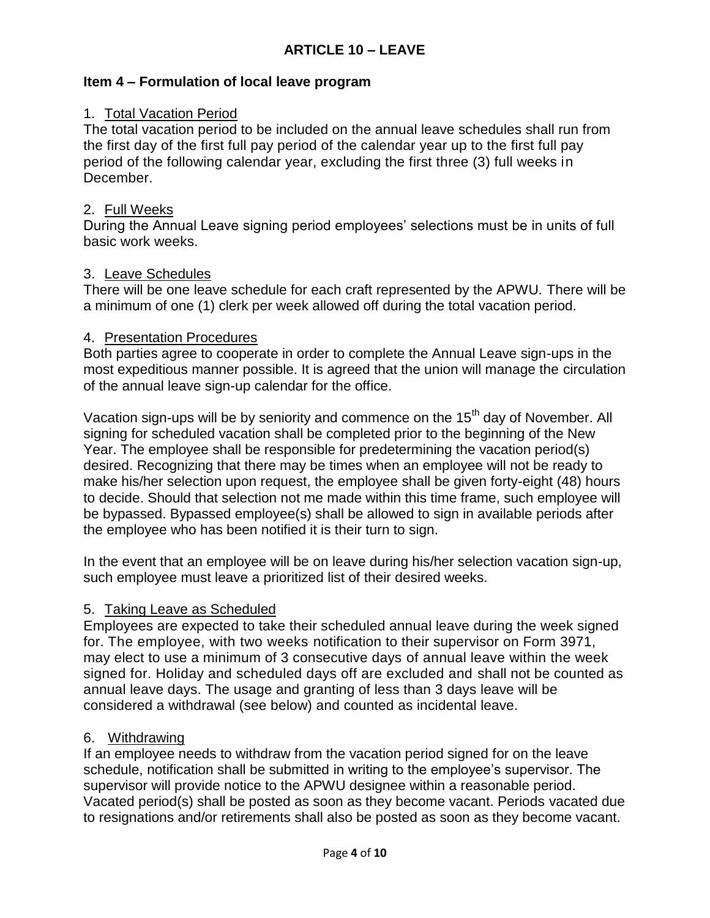## ARTICLE 10 – LEAVE

### Item 4 – Formulation of local leave program

1. Total Vacation Period

The total vacation period to be included on the annual leave schedules shall run from the first day of the first full pay period of the calendar year up to the first full pay period of the following calendar year, excluding the first three (3) full weeks in December.

2. Full Weeks

During the Annual Leave signing period employees' selections must be in units of full basic work weeks.

3. Leave Schedules

There will be one leave schedule for each craft represented by the APWU. There will be a minimum of one (1) clerk per week allowed off during the total vacation period.

4. Presentation Procedures

Both parties agree to cooperate in order to complete the Annual Leave sign-ups in the most expeditious manner possible. It is agreed that the union will manage the circulation of the annual leave sign-up calendar for the office.

Vacation sign-ups will be by seniority and commence on the 15th day of November. All signing for scheduled vacation shall be completed prior to the beginning of the New Year. The employee shall be responsible for predetermining the vacation period(s) desired. Recognizing that there may be times when an employee will not be ready to make his/her selection upon request, the employee shall be given forty-eight (48) hours to decide. Should that selection not me made within this time frame, such employee will be bypassed. Bypassed employee(s) shall be allowed to sign in available periods after the employee who has been notified it is their turn to sign.

In the event that an employee will be on leave during his/her selection vacation sign-up, such employee must leave a prioritized list of their desired weeks.

5. Taking Leave as Scheduled

Employees are expected to take their scheduled annual leave during the week signed for. The employee, with two weeks notification to their supervisor on Form 3971, may elect to use a minimum of 3 consecutive days of annual leave within the week signed for. Holiday and scheduled days off are excluded and shall not be counted as annual leave days. The usage and granting of less than 3 days leave will be considered a withdrawal (see below) and counted as incidental leave.

6. Withdrawing

If an employee needs to withdraw from the vacation period signed for on the leave schedule, notification shall be submitted in writing to the employee's supervisor. The supervisor will provide notice to the APWU designee within a reasonable period. Vacated period(s) shall be posted as soon as they become vacant. Periods vacated due to resignations and/or retirements shall also be posted as soon as they become vacant.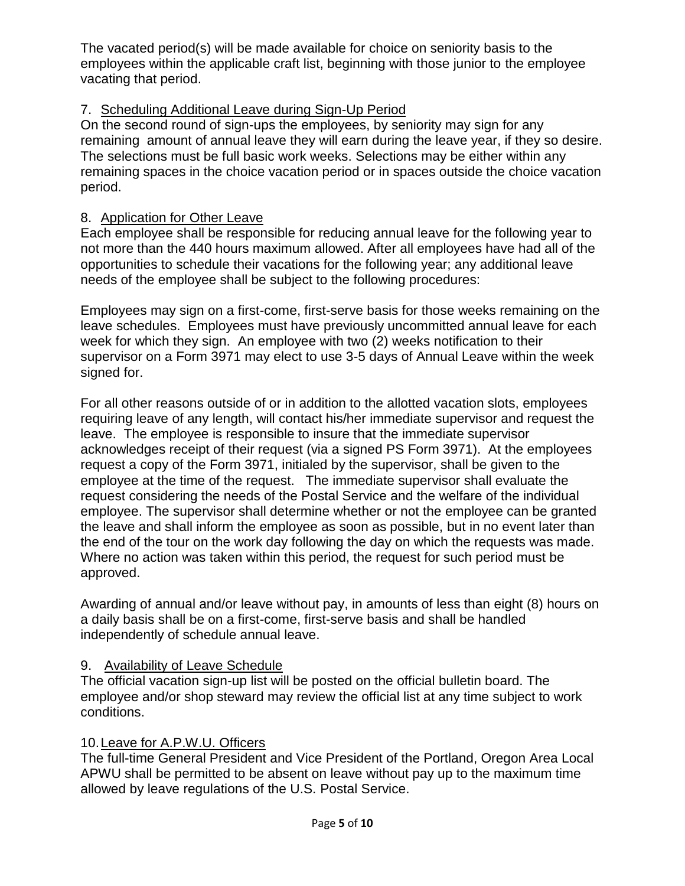The vacated period(s) will be made available for choice on seniority basis to the employees within the applicable craft list, beginning with those junior to the employee vacating that period.

7. Scheduling Additional Leave during Sign-Up Period

On the second round of sign-ups the employees, by seniority may sign for any remaining amount of annual leave they will earn during the leave year, if they so desire. The selections must be full basic work weeks. Selections may be either within any remaining spaces in the choice vacation period or in spaces outside the choice vacation period.

8. Application for Other Leave

Each employee shall be responsible for reducing annual leave for the following year to not more than the 440 hours maximum allowed. After all employees have had all of the opportunities to schedule their vacations for the following year; any additional leave needs of the employee shall be subject to the following procedures:

Employees may sign on a first-come, first-serve basis for those weeks remaining on the leave schedules. Employees must have previously uncommitted annual leave for each week for which they sign. An employee with two (2) weeks notification to their supervisor on a Form 3971 may elect to use 3-5 days of Annual Leave within the week signed for.

For all other reasons outside of or in addition to the allotted vacation slots, employees requiring leave of any length, will contact his/her immediate supervisor and request the leave. The employee is responsible to insure that the immediate supervisor acknowledges receipt of their request (via a signed PS Form 3971). At the employees request a copy of the Form 3971, initialed by the supervisor, shall be given to the employee at the time of the request. The immediate supervisor shall evaluate the request considering the needs of the Postal Service and the welfare of the individual employee. The supervisor shall determine whether or not the employee can be granted the leave and shall inform the employee as soon as possible, but in no event later than the end of the tour on the work day following the day on which the requests was made. Where no action was taken within this period, the request for such period must be approved.

Awarding of annual and/or leave without pay, in amounts of less than eight (8) hours on a daily basis shall be on a first-come, first-serve basis and shall be handled independently of schedule annual leave.

9. Availability of Leave Schedule

The official vacation sign-up list will be posted on the official bulletin board. The employee and/or shop steward may review the official list at any time subject to work conditions.

10. Leave for A.P.W.U. Officers

The full-time General President and Vice President of the Portland, Oregon Area Local APWU shall be permitted to be absent on leave without pay up to the maximum time allowed by leave regulations of the U.S. Postal Service.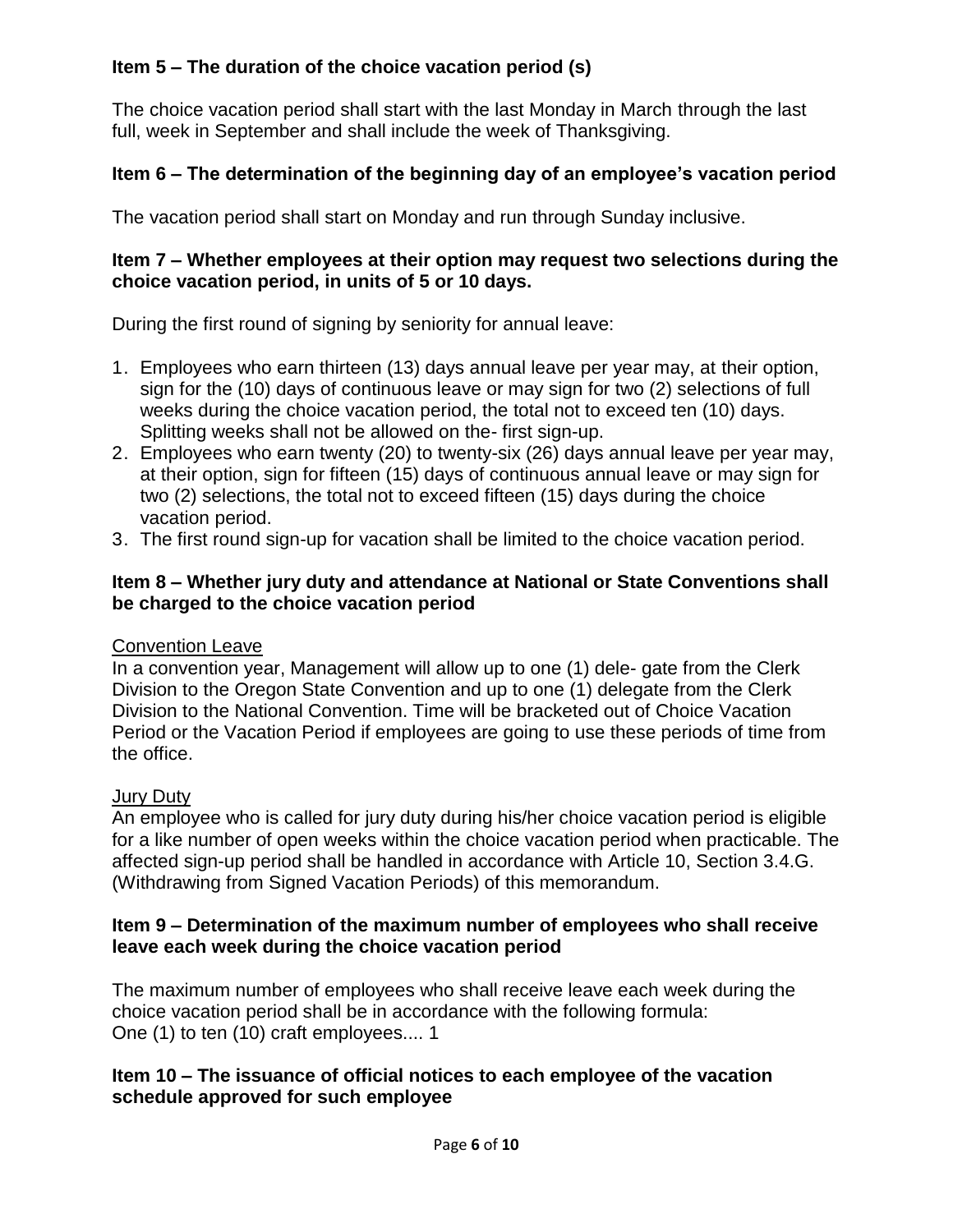### Item 5 – The duration of the choice vacation period (s)

The choice vacation period shall start with the last Monday in March through the last full, week in September and shall include the week of Thanksgiving.

### Item 6 – The determination of the beginning day of an employee's vacation period

The vacation period shall start on Monday and run through Sunday inclusive.

### Item 7 – Whether employees at their option may request two selections during the choice vacation period, in units of 5 or 10 days.

During the first round of signing by seniority for annual leave:

1. Employees who earn thirteen (13) days annual leave per year may, at their option, sign for the (10) days of continuous leave or may sign for two (2) selections of full weeks during the choice vacation period, the total not to exceed ten (10) days. Splitting weeks shall not be allowed on the- first sign-up.
2. Employees who earn twenty (20) to twenty-six (26) days annual leave per year may, at their option, sign for fifteen (15) days of continuous annual leave or may sign for two (2) selections, the total not to exceed fifteen (15) days during the choice vacation period.
3. The first round sign-up for vacation shall be limited to the choice vacation period.

### Item 8 – Whether jury duty and attendance at National or State Conventions shall be charged to the choice vacation period

Convention Leave

In a convention year, Management will allow up to one (1) dele- gate from the Clerk Division to the Oregon State Convention and up to one (1) delegate from the Clerk Division to the National Convention. Time will be bracketed out of Choice Vacation Period or the Vacation Period if employees are going to use these periods of time from the office.

Jury Duty

An employee who is called for jury duty during his/her choice vacation period is eligible for a like number of open weeks within the choice vacation period when practicable. The affected sign-up period shall be handled in accordance with Article 10, Section 3.4.G. (Withdrawing from Signed Vacation Periods) of this memorandum.

### Item 9 – Determination of the maximum number of employees who shall receive leave each week during the choice vacation period

The maximum number of employees who shall receive leave each week during the choice vacation period shall be in accordance with the following formula:
One (1) to ten (10) craft employees.... 1

### Item 10 – The issuance of official notices to each employee of the vacation schedule approved for such employee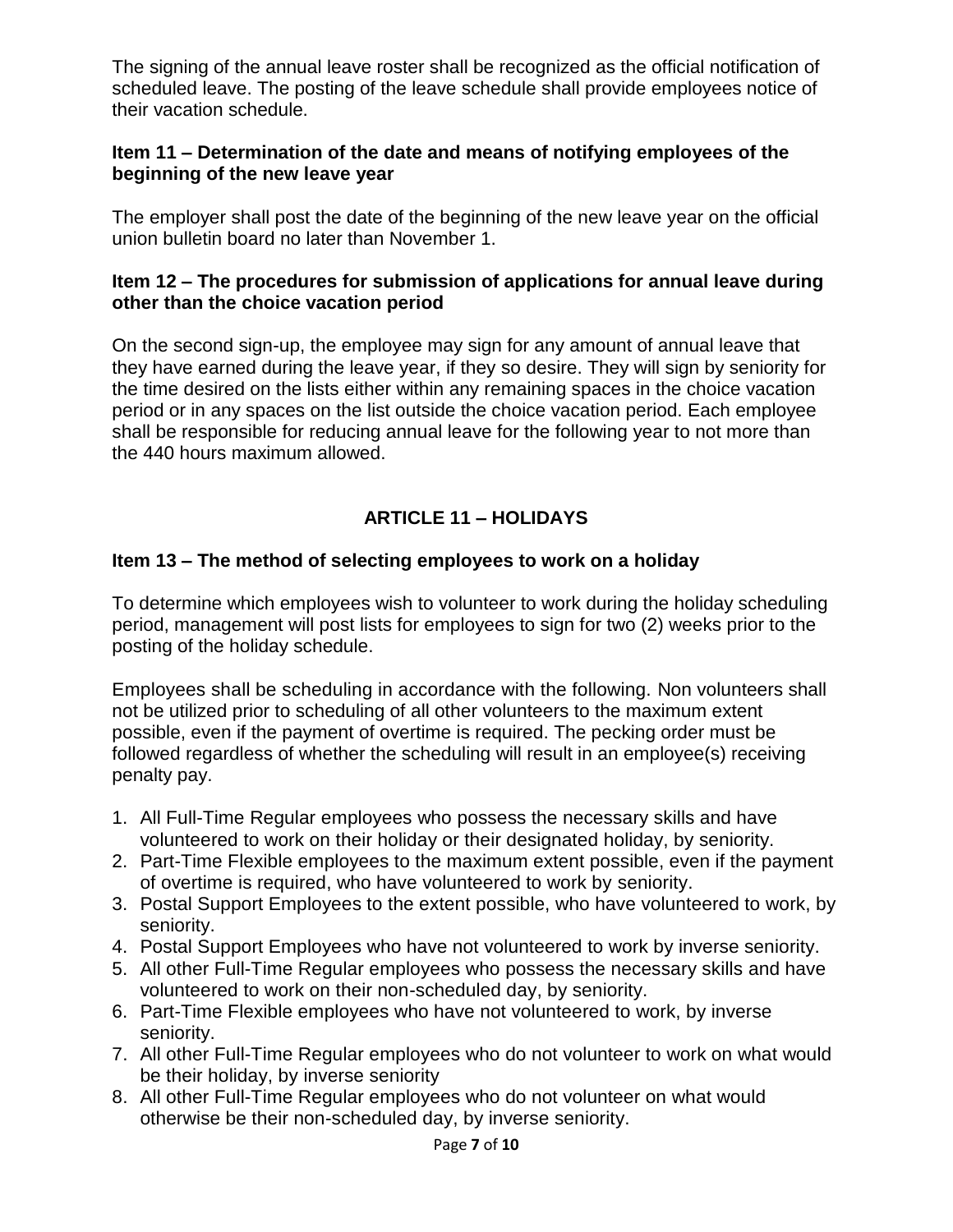The signing of the annual leave roster shall be recognized as the official notification of scheduled leave. The posting of the leave schedule shall provide employees notice of their vacation schedule.

**Item 11 – Determination of the date and means of notifying employees of the beginning of the new leave year**

The employer shall post the date of the beginning of the new leave year on the official union bulletin board no later than November 1.

**Item 12 – The procedures for submission of applications for annual leave during other than the choice vacation period**

On the second sign-up, the employee may sign for any amount of annual leave that they have earned during the leave year, if they so desire. They will sign by seniority for the time desired on the lists either within any remaining spaces in the choice vacation period or in any spaces on the list outside the choice vacation period. Each employee shall be responsible for reducing annual leave for the following year to not more than the 440 hours maximum allowed.

## ARTICLE 11 – HOLIDAYS

**Item 13 – The method of selecting employees to work on a holiday**

To determine which employees wish to volunteer to work during the holiday scheduling period, management will post lists for employees to sign for two (2) weeks prior to the posting of the holiday schedule.

Employees shall be scheduling in accordance with the following. Non volunteers shall not be utilized prior to scheduling of all other volunteers to the maximum extent possible, even if the payment of overtime is required. The pecking order must be followed regardless of whether the scheduling will result in an employee(s) receiving penalty pay.

1. All Full-Time Regular employees who possess the necessary skills and have volunteered to work on their holiday or their designated holiday, by seniority.
2. Part-Time Flexible employees to the maximum extent possible, even if the payment of overtime is required, who have volunteered to work by seniority.
3. Postal Support Employees to the extent possible, who have volunteered to work, by seniority.
4. Postal Support Employees who have not volunteered to work by inverse seniority.
5. All other Full-Time Regular employees who possess the necessary skills and have volunteered to work on their non-scheduled day, by seniority.
6. Part-Time Flexible employees who have not volunteered to work, by inverse seniority.
7. All other Full-Time Regular employees who do not volunteer to work on what would be their holiday, by inverse seniority
8. All other Full-Time Regular employees who do not volunteer on what would otherwise be their non-scheduled day, by inverse seniority.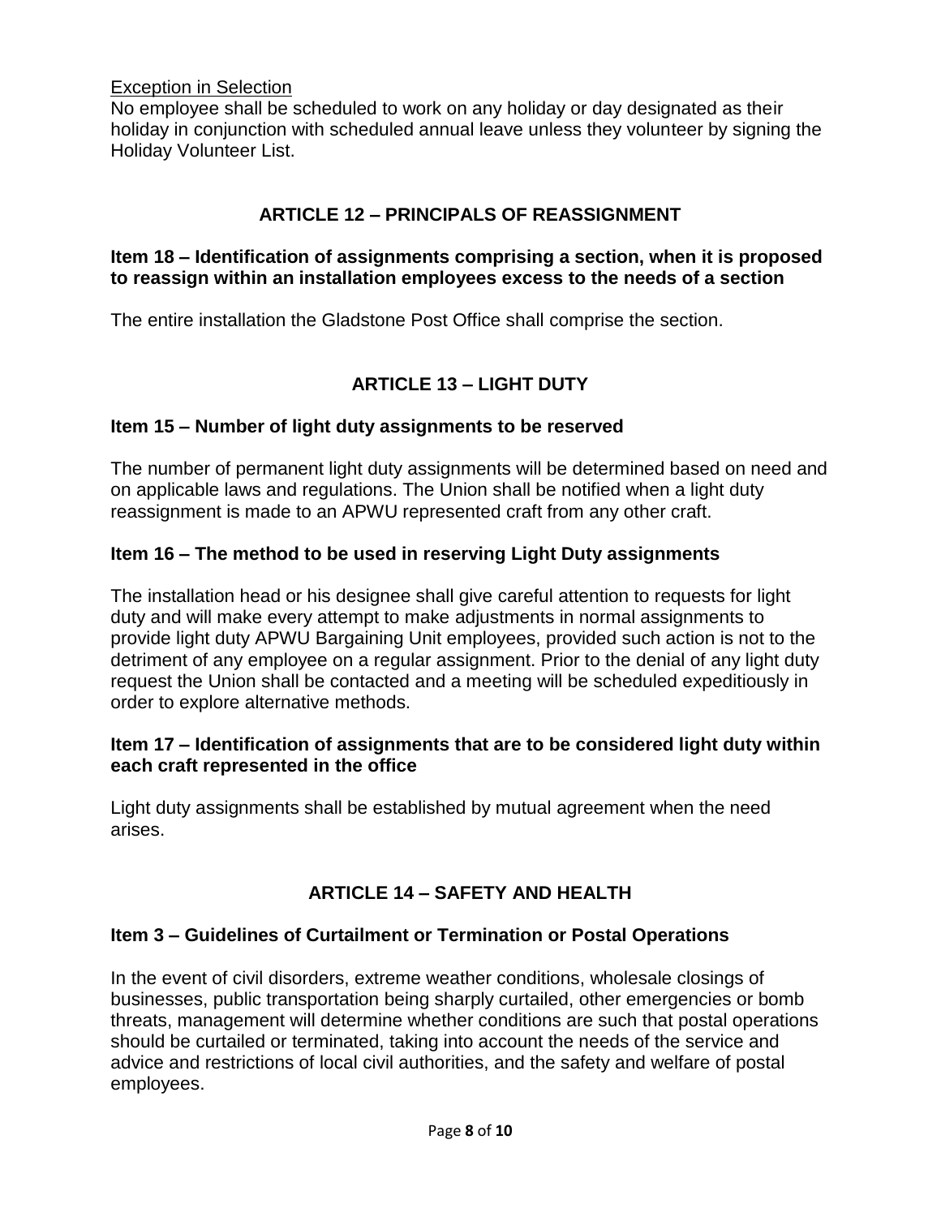Exception in Selection

No employee shall be scheduled to work on any holiday or day designated as their holiday in conjunction with scheduled annual leave unless they volunteer by signing the Holiday Volunteer List.

## ARTICLE 12 – PRINCIPALS OF REASSIGNMENT

### Item 18 – Identification of assignments comprising a section, when it is proposed to reassign within an installation employees excess to the needs of a section

The entire installation the Gladstone Post Office shall comprise the section.

## ARTICLE 13 – LIGHT DUTY

### Item 15 – Number of light duty assignments to be reserved

The number of permanent light duty assignments will be determined based on need and on applicable laws and regulations. The Union shall be notified when a light duty reassignment is made to an APWU represented craft from any other craft.

### Item 16 – The method to be used in reserving Light Duty assignments

The installation head or his designee shall give careful attention to requests for light duty and will make every attempt to make adjustments in normal assignments to provide light duty APWU Bargaining Unit employees, provided such action is not to the detriment of any employee on a regular assignment. Prior to the denial of any light duty request the Union shall be contacted and a meeting will be scheduled expeditiously in order to explore alternative methods.

### Item 17 – Identification of assignments that are to be considered light duty within each craft represented in the office

Light duty assignments shall be established by mutual agreement when the need arises.

## ARTICLE 14 – SAFETY AND HEALTH

### Item 3 – Guidelines of Curtailment or Termination or Postal Operations

In the event of civil disorders, extreme weather conditions, wholesale closings of businesses, public transportation being sharply curtailed, other emergencies or bomb threats, management will determine whether conditions are such that postal operations should be curtailed or terminated, taking into account the needs of the service and advice and restrictions of local civil authorities, and the safety and welfare of postal employees.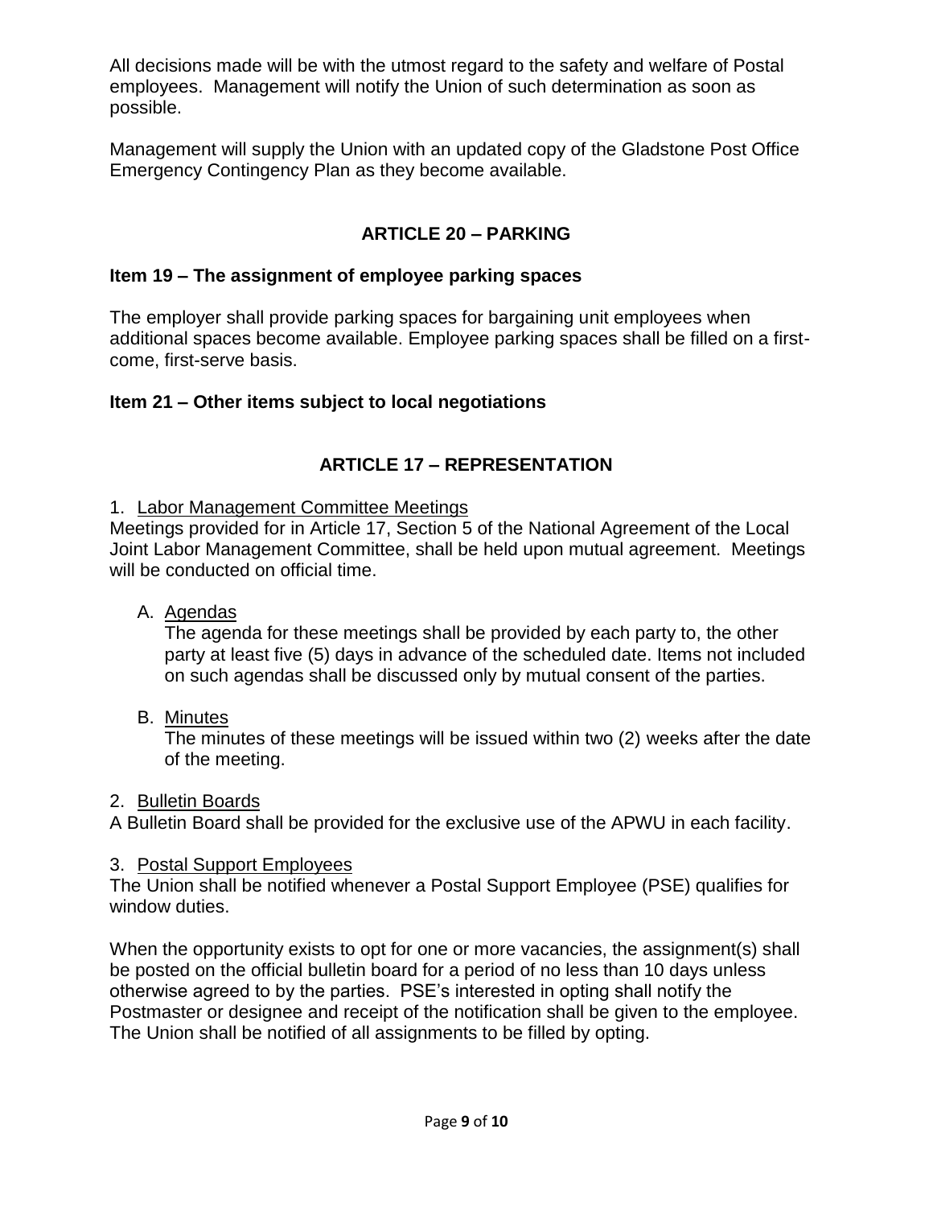All decisions made will be with the utmost regard to the safety and welfare of Postal employees. Management will notify the Union of such determination as soon as possible.

Management will supply the Union with an updated copy of the Gladstone Post Office Emergency Contingency Plan as they become available.

## ARTICLE 20 – PARKING

### Item 19 – The assignment of employee parking spaces

The employer shall provide parking spaces for bargaining unit employees when additional spaces become available. Employee parking spaces shall be filled on a first-come, first-serve basis.

### Item 21 – Other items subject to local negotiations

## ARTICLE 17 – REPRESENTATION

1. <u>Labor Management Committee Meetings</u>

Meetings provided for in Article 17, Section 5 of the National Agreement of the Local Joint Labor Management Committee, shall be held upon mutual agreement. Meetings will be conducted on official time.

   A. <u>Agendas</u>

   The agenda for these meetings shall be provided by each party to, the other party at least five (5) days in advance of the scheduled date. Items not included on such agendas shall be discussed only by mutual consent of the parties.

   B. <u>Minutes</u>

   The minutes of these meetings will be issued within two (2) weeks after the date of the meeting.

2. <u>Bulletin Boards</u>

A Bulletin Board shall be provided for the exclusive use of the APWU in each facility.

3. <u>Postal Support Employees</u>

The Union shall be notified whenever a Postal Support Employee (PSE) qualifies for window duties.

When the opportunity exists to opt for one or more vacancies, the assignment(s) shall be posted on the official bulletin board for a period of no less than 10 days unless otherwise agreed to by the parties. PSE's interested in opting shall notify the Postmaster or designee and receipt of the notification shall be given to the employee. The Union shall be notified of all assignments to be filled by opting.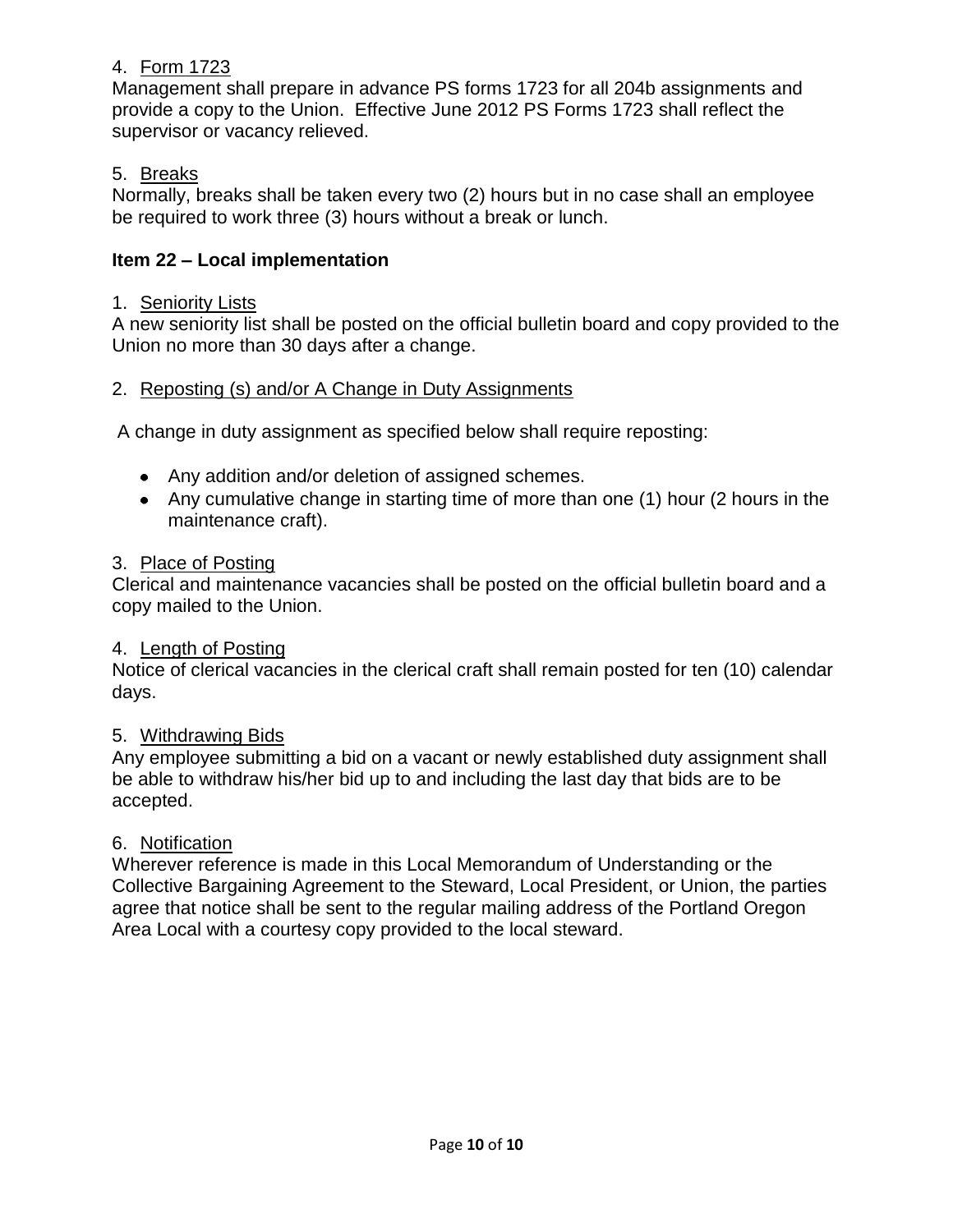4. <u>Form 1723</u>

Management shall prepare in advance PS forms 1723 for all 204b assignments and provide a copy to the Union. Effective June 2012 PS Forms 1723 shall reflect the supervisor or vacancy relieved.

5. <u>Breaks</u>

Normally, breaks shall be taken every two (2) hours but in no case shall an employee be required to work three (3) hours without a break or lunch.

**Item 22 – Local implementation**

1. <u>Seniority Lists</u>

A new seniority list shall be posted on the official bulletin board and copy provided to the Union no more than 30 days after a change.

2. <u>Reposting (s) and/or A Change in Duty Assignments</u>

A change in duty assignment as specified below shall require reposting:

- Any addition and/or deletion of assigned schemes.
- Any cumulative change in starting time of more than one (1) hour (2 hours in the maintenance craft).

3. <u>Place of Posting</u>

Clerical and maintenance vacancies shall be posted on the official bulletin board and a copy mailed to the Union.

4. <u>Length of Posting</u>

Notice of clerical vacancies in the clerical craft shall remain posted for ten (10) calendar days.

5. <u>Withdrawing Bids</u>

Any employee submitting a bid on a vacant or newly established duty assignment shall be able to withdraw his/her bid up to and including the last day that bids are to be accepted.

6. <u>Notification</u>

Wherever reference is made in this Local Memorandum of Understanding or the Collective Bargaining Agreement to the Steward, Local President, or Union, the parties agree that notice shall be sent to the regular mailing address of the Portland Oregon Area Local with a courtesy copy provided to the local steward.